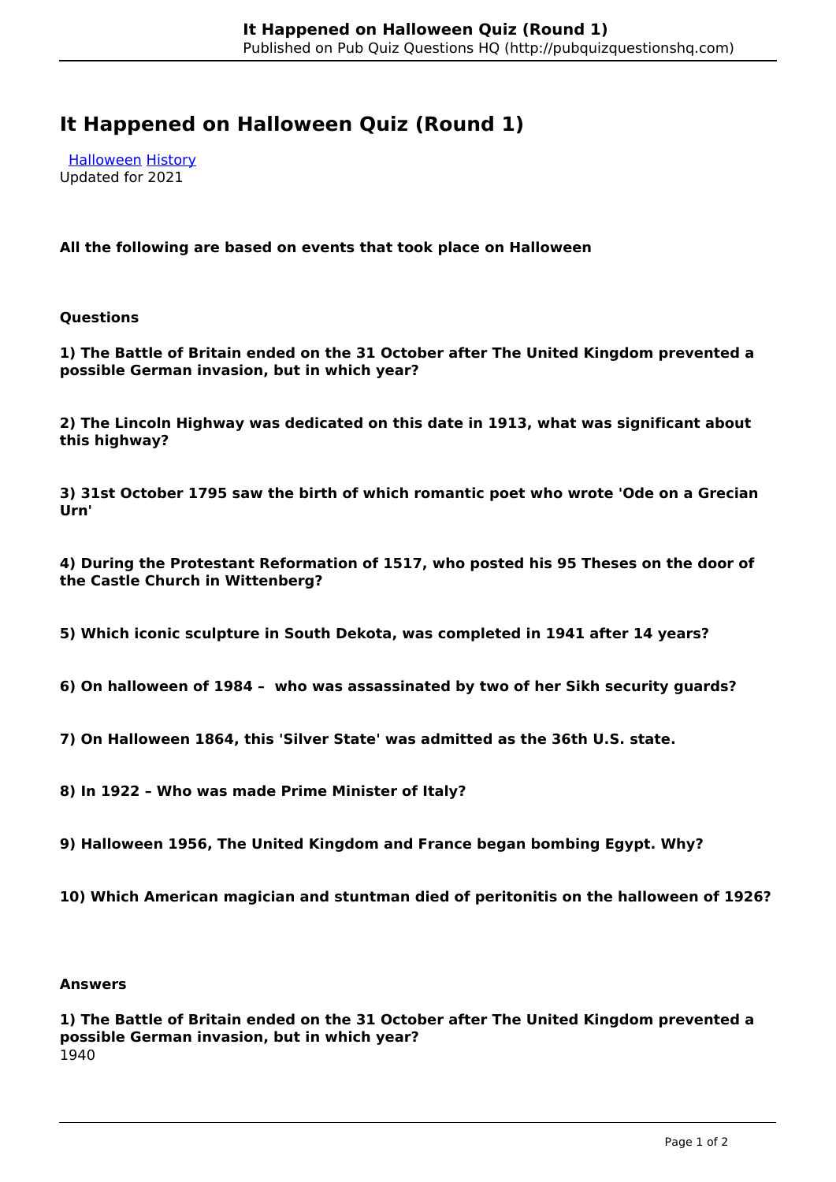# It Happened on Halloween Quiz (Round 1)

[Halloween] [History]
Updated for 2021

**All the following are based on events that took place on Halloween**

**Questions**

**1) The Battle of Britain ended on the 31 October after The United Kingdom prevented a possible German invasion, but in which year?**

**2) The Lincoln Highway was dedicated on this date in 1913, what was significant about this highway?**

**3) 31st October 1795 saw the birth of which romantic poet who wrote 'Ode on a Grecian Urn'**

**4) During the Protestant Reformation of 1517, who posted his 95 Theses on the door of the Castle Church in Wittenberg?**

**5) Which iconic sculpture in South Dekota, was completed in 1941 after 14 years?**

**6) On halloween of 1984 – who was assassinated by two of her Sikh security guards?**

**7) On Halloween 1864, this 'Silver State' was admitted as the 36th U.S. state.**

**8) In 1922 – Who was made Prime Minister of Italy?**

**9) Halloween 1956, The United Kingdom and France began bombing Egypt. Why?**

**10) Which American magician and stuntman died of peritonitis on the halloween of 1926?**

**Answers**

**1) The Battle of Britain ended on the 31 October after The United Kingdom prevented a possible German invasion, but in which year?**
1940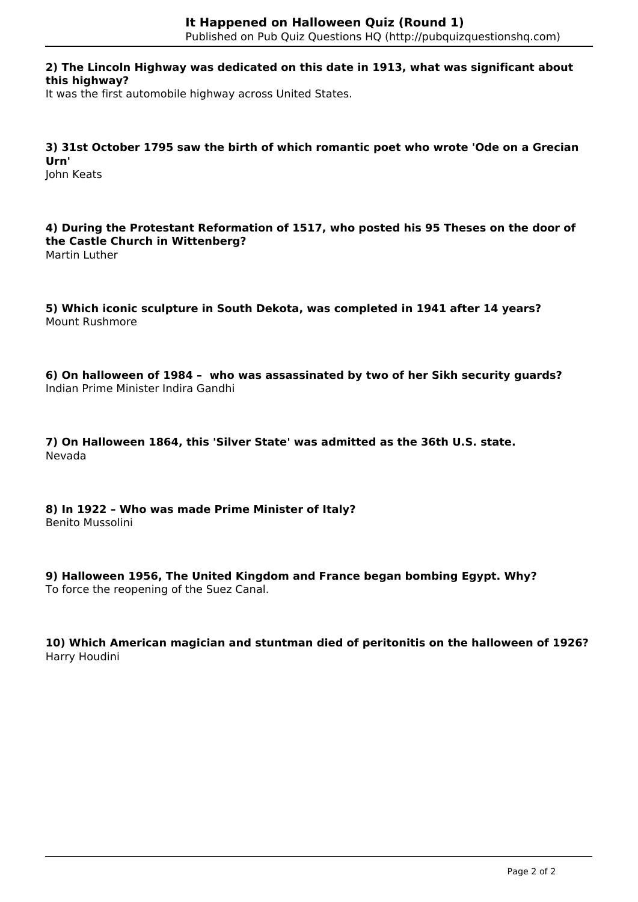**2) The Lincoln Highway was dedicated on this date in 1913, what was significant about this highway?**
It was the first automobile highway across United States.

**3) 31st October 1795 saw the birth of which romantic poet who wrote 'Ode on a Grecian Urn'**
John Keats

**4) During the Protestant Reformation of 1517, who posted his 95 Theses on the door of the Castle Church in Wittenberg?**
Martin Luther

**5) Which iconic sculpture in South Dekota, was completed in 1941 after 14 years?**
Mount Rushmore

**6) On halloween of 1984 – who was assassinated by two of her Sikh security guards?**
Indian Prime Minister Indira Gandhi

**7) On Halloween 1864, this 'Silver State' was admitted as the 36th U.S. state.**
Nevada

**8) In 1922 – Who was made Prime Minister of Italy?**
Benito Mussolini

**9) Halloween 1956, The United Kingdom and France began bombing Egypt. Why?**
To force the reopening of the Suez Canal.

**10) Which American magician and stuntman died of peritonitis on the halloween of 1926?**
Harry Houdini